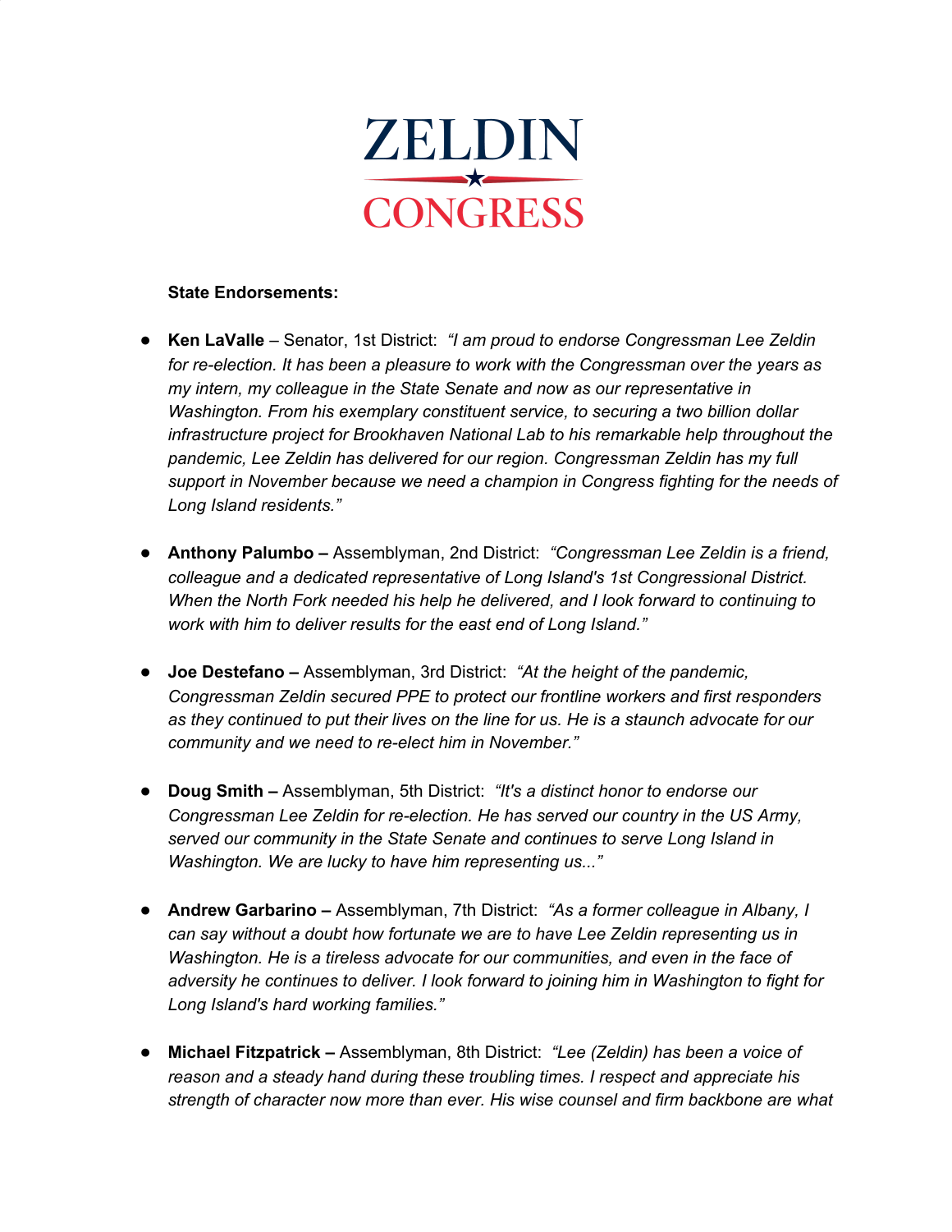# ZELDIN CONGRESS

**State Endorsements:**

- **Ken LaValle** – Senator, 1st District: *"I am proud to endorse Congressman Lee Zeldin for re-election. It has been a pleasure to work with the Congressman over the years as my intern, my colleague in the State Senate and now as our representative in Washington. From his exemplary constituent service, to securing a two billion dollar infrastructure project for Brookhaven National Lab to his remarkable help throughout the pandemic, Lee Zeldin has delivered for our region. Congressman Zeldin has my full support in November because we need a champion in Congress fighting for the needs of Long Island residents."*

- **Anthony Palumbo –** Assemblyman, 2nd District: *"Congressman Lee Zeldin is a friend, colleague and a dedicated representative of Long Island's 1st Congressional District. When the North Fork needed his help he delivered, and I look forward to continuing to work with him to deliver results for the east end of Long Island."*

- **Joe Destefano –** Assemblyman, 3rd District: *"At the height of the pandemic, Congressman Zeldin secured PPE to protect our frontline workers and first responders as they continued to put their lives on the line for us. He is a staunch advocate for our community and we need to re-elect him in November."*

- **Doug Smith –** Assemblyman, 5th District: *"It's a distinct honor to endorse our Congressman Lee Zeldin for re-election. He has served our country in the US Army, served our community in the State Senate and continues to serve Long Island in Washington. We are lucky to have him representing us..."*

- **Andrew Garbarino –** Assemblyman, 7th District: *"As a former colleague in Albany, I can say without a doubt how fortunate we are to have Lee Zeldin representing us in Washington. He is a tireless advocate for our communities, and even in the face of adversity he continues to deliver. I look forward to joining him in Washington to fight for Long Island's hard working families."*

- **Michael Fitzpatrick –** Assemblyman, 8th District: *"Lee (Zeldin) has been a voice of reason and a steady hand during these troubling times. I respect and appreciate his strength of character now more than ever. His wise counsel and firm backbone are what*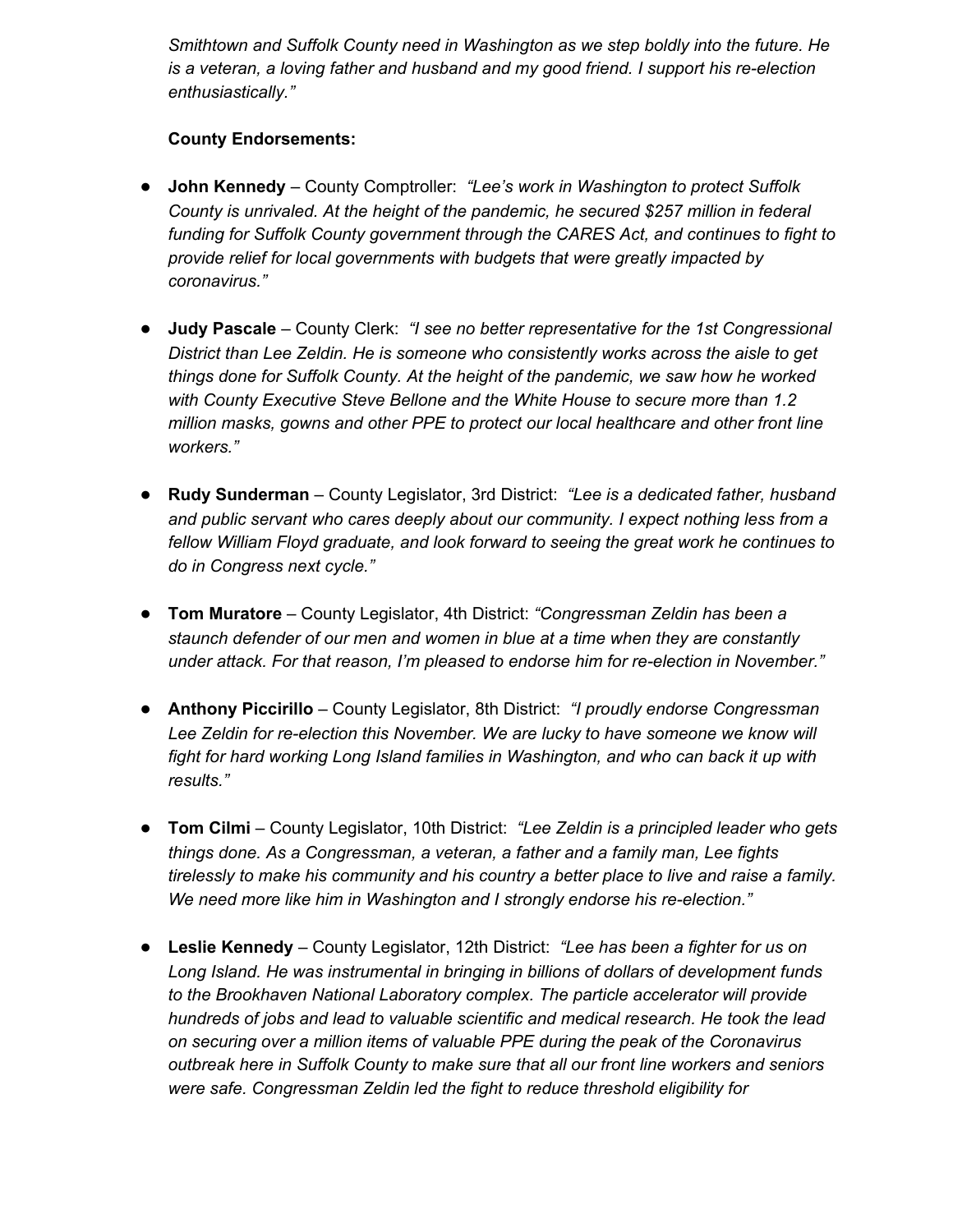*Smithtown and Suffolk County need in Washington as we step boldly into the future. He is a veteran, a loving father and husband and my good friend. I support his re-election enthusiastically."*

**County Endorsements:**

- **John Kennedy** – County Comptroller: *"Lee's work in Washington to protect Suffolk County is unrivaled. At the height of the pandemic, he secured $257 million in federal funding for Suffolk County government through the CARES Act, and continues to fight to provide relief for local governments with budgets that were greatly impacted by coronavirus."*

- **Judy Pascale** – County Clerk: *"I see no better representative for the 1st Congressional District than Lee Zeldin. He is someone who consistently works across the aisle to get things done for Suffolk County. At the height of the pandemic, we saw how he worked with County Executive Steve Bellone and the White House to secure more than 1.2 million masks, gowns and other PPE to protect our local healthcare and other front line workers."*

- **Rudy Sunderman** – County Legislator, 3rd District: *"Lee is a dedicated father, husband and public servant who cares deeply about our community. I expect nothing less from a fellow William Floyd graduate, and look forward to seeing the great work he continues to do in Congress next cycle."*

- **Tom Muratore** – County Legislator, 4th District: *"Congressman Zeldin has been a staunch defender of our men and women in blue at a time when they are constantly under attack. For that reason, I'm pleased to endorse him for re-election in November."*

- **Anthony Piccirillo** – County Legislator, 8th District: *"I proudly endorse Congressman Lee Zeldin for re-election this November. We are lucky to have someone we know will fight for hard working Long Island families in Washington, and who can back it up with results."*

- **Tom Cilmi** – County Legislator, 10th District: *"Lee Zeldin is a principled leader who gets things done. As a Congressman, a veteran, a father and a family man, Lee fights tirelessly to make his community and his country a better place to live and raise a family. We need more like him in Washington and I strongly endorse his re-election."*

- **Leslie Kennedy** – County Legislator, 12th District: *"Lee has been a fighter for us on Long Island. He was instrumental in bringing in billions of dollars of development funds to the Brookhaven National Laboratory complex. The particle accelerator will provide hundreds of jobs and lead to valuable scientific and medical research. He took the lead on securing over a million items of valuable PPE during the peak of the Coronavirus outbreak here in Suffolk County to make sure that all our front line workers and seniors were safe. Congressman Zeldin led the fight to reduce threshold eligibility for*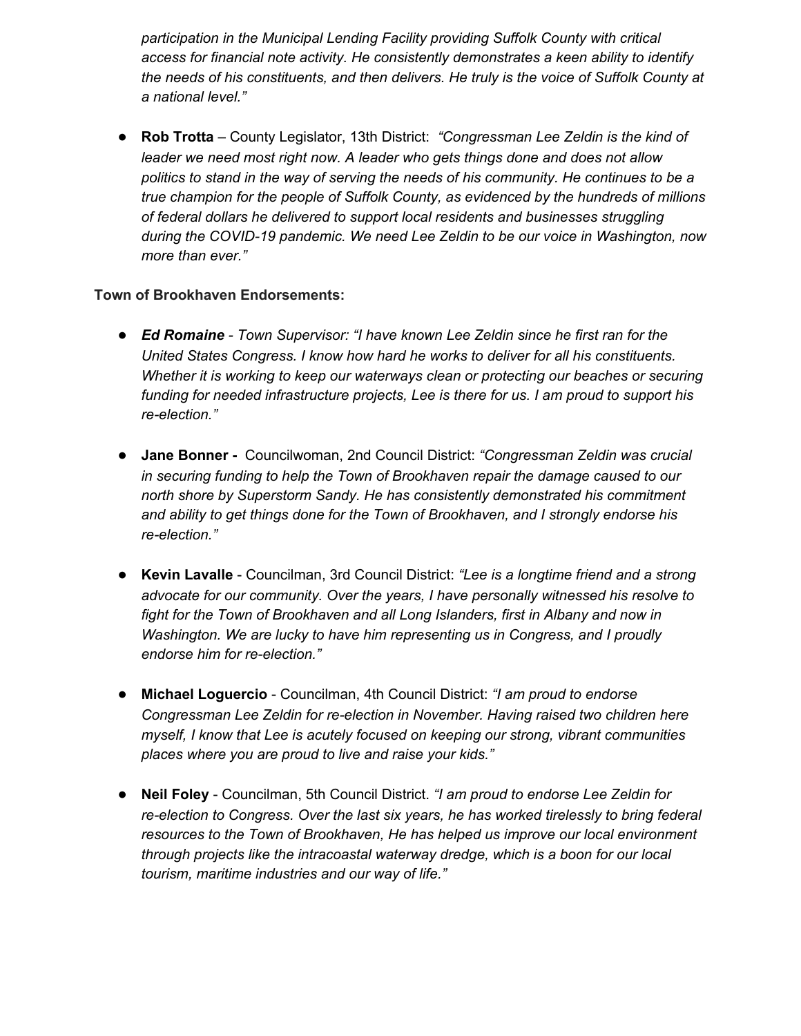*participation in the Municipal Lending Facility providing Suffolk County with critical access for financial note activity. He consistently demonstrates a keen ability to identify the needs of his constituents, and then delivers. He truly is the voice of Suffolk County at a national level."*

- **Rob Trotta** – County Legislator, 13th District: *"Congressman Lee Zeldin is the kind of leader we need most right now. A leader who gets things done and does not allow politics to stand in the way of serving the needs of his community. He continues to be a true champion for the people of Suffolk County, as evidenced by the hundreds of millions of federal dollars he delivered to support local residents and businesses struggling during the COVID-19 pandemic. We need Lee Zeldin to be our voice in Washington, now more than ever."*

**Town of Brookhaven Endorsements:**

- ***Ed Romaine*** *- Town Supervisor: "I have known Lee Zeldin since he first ran for the United States Congress. I know how hard he works to deliver for all his constituents. Whether it is working to keep our waterways clean or protecting our beaches or securing funding for needed infrastructure projects, Lee is there for us. I am proud to support his re-election."*

- **Jane Bonner -** Councilwoman, 2nd Council District: *"Congressman Zeldin was crucial in securing funding to help the Town of Brookhaven repair the damage caused to our north shore by Superstorm Sandy. He has consistently demonstrated his commitment and ability to get things done for the Town of Brookhaven, and I strongly endorse his re-election."*

- **Kevin Lavalle** - Councilman, 3rd Council District: *"Lee is a longtime friend and a strong advocate for our community. Over the years, I have personally witnessed his resolve to fight for the Town of Brookhaven and all Long Islanders, first in Albany and now in Washington. We are lucky to have him representing us in Congress, and I proudly endorse him for re-election."*

- **Michael Loguercio** - Councilman, 4th Council District: *"I am proud to endorse Congressman Lee Zeldin for re-election in November. Having raised two children here myself, I know that Lee is acutely focused on keeping our strong, vibrant communities places where you are proud to live and raise your kids."*

- **Neil Foley** - Councilman, 5th Council District. *"I am proud to endorse Lee Zeldin for re-election to Congress. Over the last six years, he has worked tirelessly to bring federal resources to the Town of Brookhaven, He has helped us improve our local environment through projects like the intracoastal waterway dredge, which is a boon for our local tourism, maritime industries and our way of life."*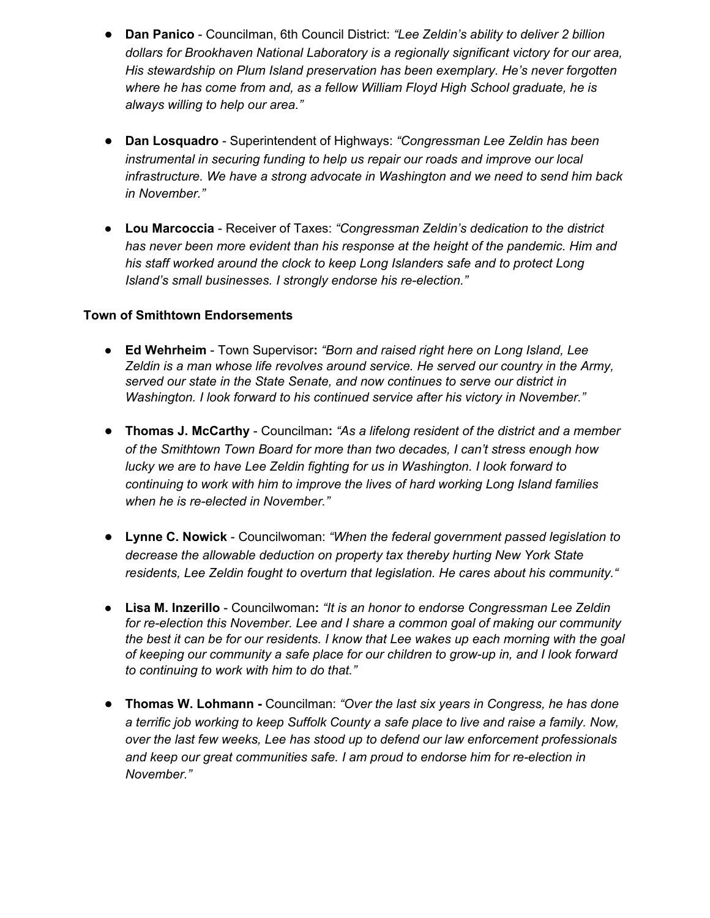- **Dan Panico** - Councilman, 6th Council District: *"Lee Zeldin's ability to deliver 2 billion dollars for Brookhaven National Laboratory is a regionally significant victory for our area, His stewardship on Plum Island preservation has been exemplary. He's never forgotten where he has come from and, as a fellow William Floyd High School graduate, he is always willing to help our area."*

- **Dan Losquadro** - Superintendent of Highways: *"Congressman Lee Zeldin has been instrumental in securing funding to help us repair our roads and improve our local infrastructure. We have a strong advocate in Washington and we need to send him back in November."*

- **Lou Marcoccia** - Receiver of Taxes: *"Congressman Zeldin's dedication to the district has never been more evident than his response at the height of the pandemic. Him and his staff worked around the clock to keep Long Islanders safe and to protect Long Island's small businesses. I strongly endorse his re-election."*

**Town of Smithtown Endorsements**

- **Ed Wehrheim** - Town Supervisor**:** *"Born and raised right here on Long Island, Lee Zeldin is a man whose life revolves around service. He served our country in the Army, served our state in the State Senate, and now continues to serve our district in Washington. I look forward to his continued service after his victory in November."*

- **Thomas J. McCarthy** - Councilman**:** *"As a lifelong resident of the district and a member of the Smithtown Town Board for more than two decades, I can't stress enough how lucky we are to have Lee Zeldin fighting for us in Washington. I look forward to continuing to work with him to improve the lives of hard working Long Island families when he is re-elected in November."*

- **Lynne C. Nowick** - Councilwoman: *"When the federal government passed legislation to decrease the allowable deduction on property tax thereby hurting New York State residents, Lee Zeldin fought to overturn that legislation. He cares about his community."*

- **Lisa M. Inzerillo** - Councilwoman**:** *"It is an honor to endorse Congressman Lee Zeldin for re-election this November. Lee and I share a common goal of making our community the best it can be for our residents. I know that Lee wakes up each morning with the goal of keeping our community a safe place for our children to grow-up in, and I look forward to continuing to work with him to do that."*

- **Thomas W. Lohmann -** Councilman: *"Over the last six years in Congress, he has done a terrific job working to keep Suffolk County a safe place to live and raise a family. Now, over the last few weeks, Lee has stood up to defend our law enforcement professionals and keep our great communities safe. I am proud to endorse him for re-election in November."*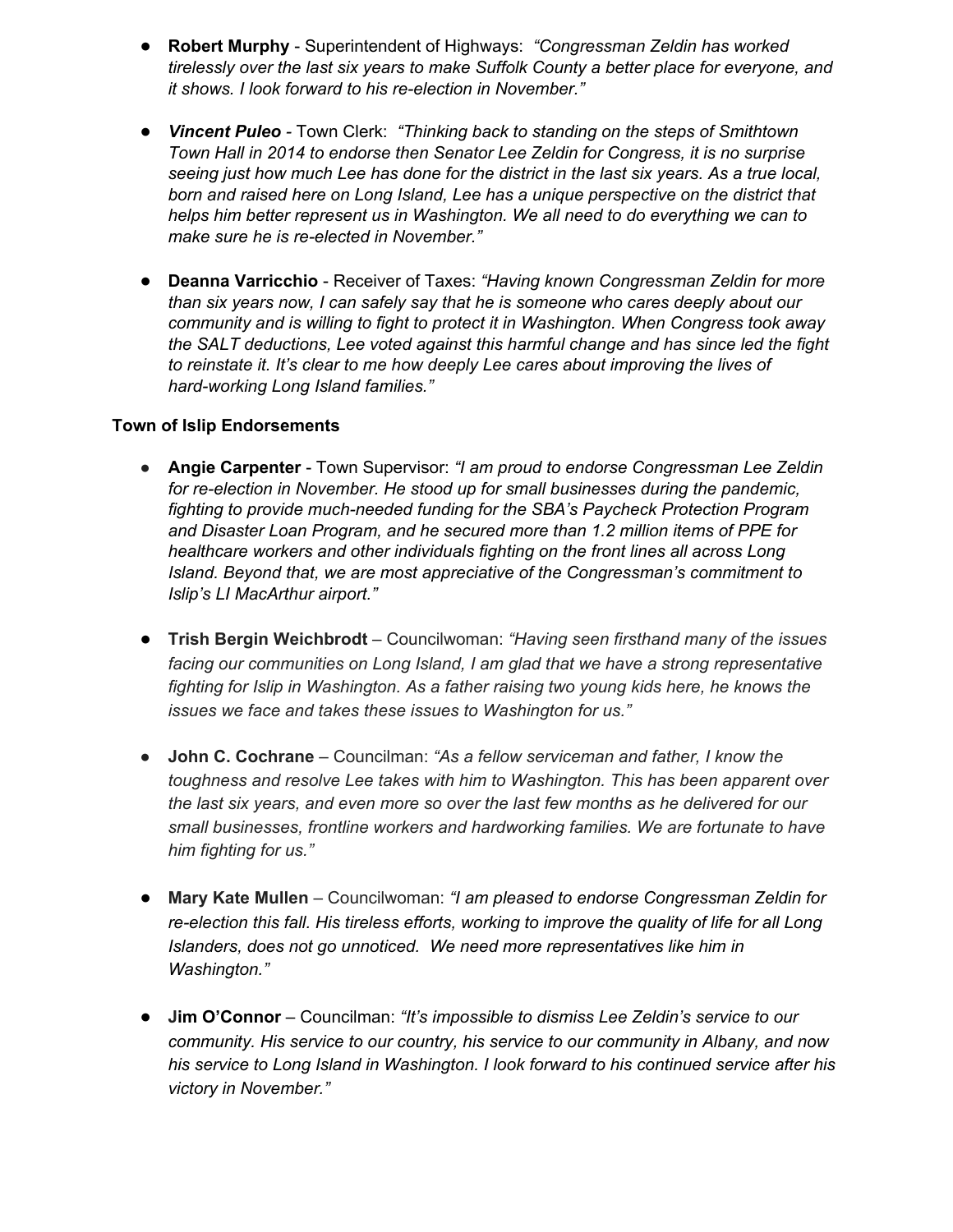- **Robert Murphy** - Superintendent of Highways: *"Congressman Zeldin has worked tirelessly over the last six years to make Suffolk County a better place for everyone, and it shows. I look forward to his re-election in November."*

- ***Vincent Puleo*** - Town Clerk: *"Thinking back to standing on the steps of Smithtown Town Hall in 2014 to endorse then Senator Lee Zeldin for Congress, it is no surprise seeing just how much Lee has done for the district in the last six years. As a true local, born and raised here on Long Island, Lee has a unique perspective on the district that helps him better represent us in Washington. We all need to do everything we can to make sure he is re-elected in November."*

- **Deanna Varricchio** - Receiver of Taxes: *"Having known Congressman Zeldin for more than six years now, I can safely say that he is someone who cares deeply about our community and is willing to fight to protect it in Washington. When Congress took away the SALT deductions, Lee voted against this harmful change and has since led the fight to reinstate it. It's clear to me how deeply Lee cares about improving the lives of hard-working Long Island families."*

**Town of Islip Endorsements**

- **Angie Carpenter** - Town Supervisor: *"I am proud to endorse Congressman Lee Zeldin for re-election in November. He stood up for small businesses during the pandemic, fighting to provide much-needed funding for the SBA's Paycheck Protection Program and Disaster Loan Program, and he secured more than 1.2 million items of PPE for healthcare workers and other individuals fighting on the front lines all across Long Island. Beyond that, we are most appreciative of the Congressman's commitment to Islip's LI MacArthur airport."*

- **Trish Bergin Weichbrodt** – Councilwoman: *"Having seen firsthand many of the issues facing our communities on Long Island, I am glad that we have a strong representative fighting for Islip in Washington. As a father raising two young kids here, he knows the issues we face and takes these issues to Washington for us."*

- **John C. Cochrane** – Councilman: *"As a fellow serviceman and father, I know the toughness and resolve Lee takes with him to Washington. This has been apparent over the last six years, and even more so over the last few months as he delivered for our small businesses, frontline workers and hardworking families. We are fortunate to have him fighting for us."*

- **Mary Kate Mullen** – Councilwoman: *"I am pleased to endorse Congressman Zeldin for re-election this fall. His tireless efforts, working to improve the quality of life for all Long Islanders, does not go unnoticed. We need more representatives like him in Washington."*

- **Jim O'Connor** – Councilman: *"It's impossible to dismiss Lee Zeldin's service to our community. His service to our country, his service to our community in Albany, and now his service to Long Island in Washington. I look forward to his continued service after his victory in November."*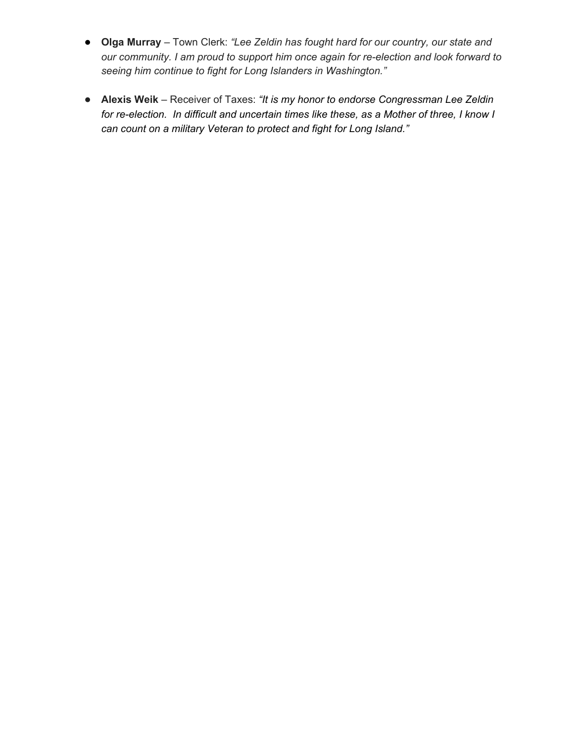- **Olga Murray** – Town Clerk: *"Lee Zeldin has fought hard for our country, our state and our community. I am proud to support him once again for re-election and look forward to seeing him continue to fight for Long Islanders in Washington."*

- **Alexis Weik** – Receiver of Taxes: *"It is my honor to endorse Congressman Lee Zeldin for re-election. In difficult and uncertain times like these, as a Mother of three, I know I can count on a military Veteran to protect and fight for Long Island."*